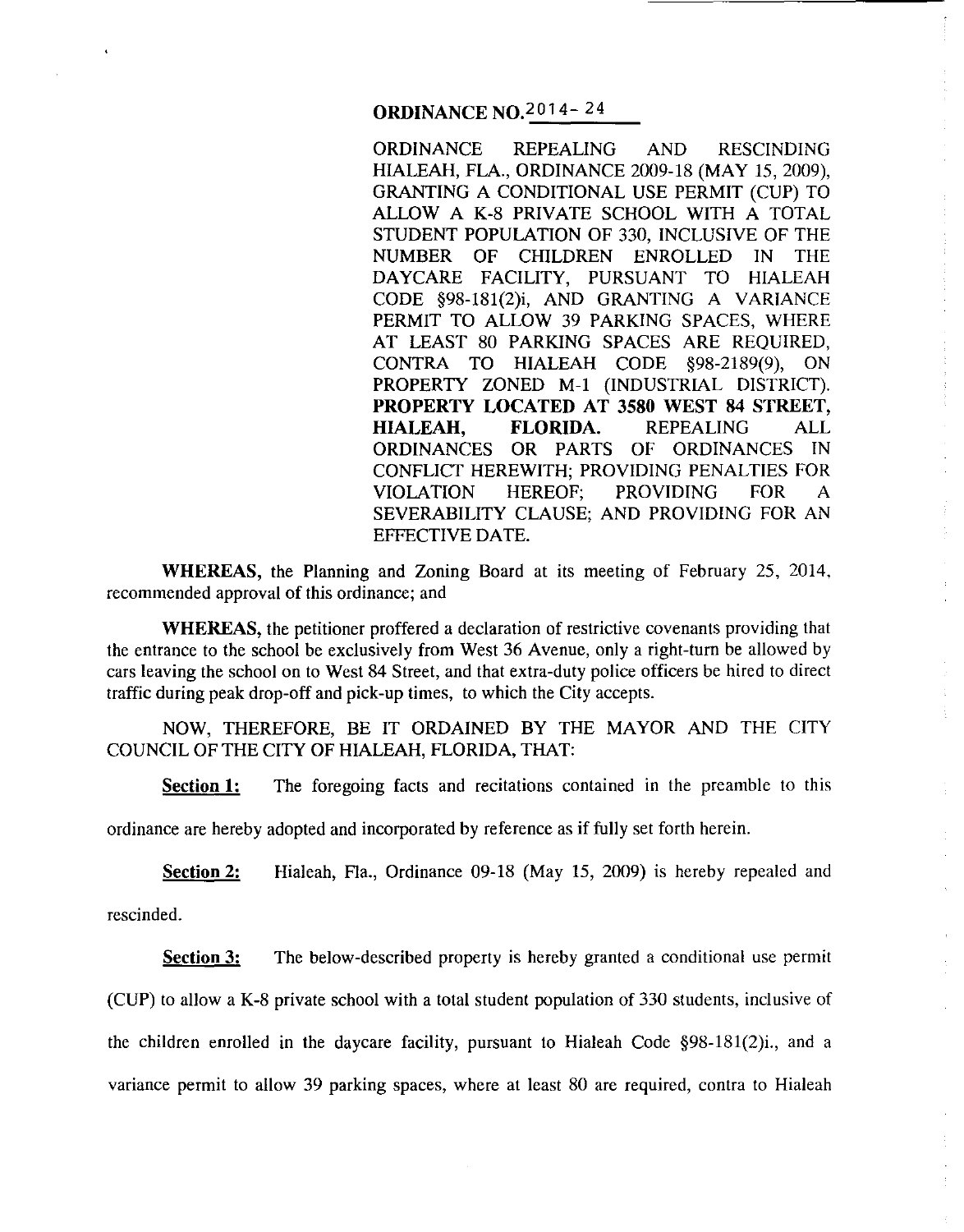# ORDINANCE NO. 2014- 24

ORDINANCE REPEALING AND RESCINDING HIALEAH, FLA., ORDINANCE 2009-18 (MAY 15, 2009), GRANTING A CONDITIONAL USE PERMIT (CUP) TO ALLOW A K-8 PRIVATE SCHOOL WITH A TOTAL STUDENT POPULATION OF 330, INCLUSIVE OF THE NUMBER OF CHILDREN ENROLLED IN THE DAYCARE FACILITY, PURSUANT TO HIALEAH CODE §98-181(2)i, AND GRANTING A VARIANCE PERMIT TO ALLOW 39 PARKING SPACES, WHERE AT LEAST 80 PARKING SPACES ARE REQUIRED, CONTRA TO HIALEAH CODE §98-2189(9), ON PROPERTY ZONED M-1 (INDUSTRIAL DISTRICT). **PROPERTY LOCATED AT 3580 WEST 84 STREET, HIALEAH, FLORIDA.** REPEALING ALL ORDINANCES OR PARTS OF ORDINANCES IN CONFLICT HEREWITH; PROVIDING PENALTIES FOR VIOLATION HEREOF; PROVIDING FOR A SEVERABILITY CLAUSE; AND PROVIDING FOR AN EFFECTIVE DATE.

**WHEREAS,** the Planning and Zoning Board at its meeting of February 25, 2014, recommended approval of this ordinance; and

**WHEREAS,** the petitioner proffered a declaration of restrictive covenants providing that the entrance to the school be exclusively from West 36 Avenue, only a right-turn be allowed by cars leaving the school on to West 84 Street, and that extra-duty police officers be hired to direct traffic during peak drop-off and pick-up times, to which the City accepts.

NOW, THEREFORE, BE IT ORDAINED BY THE MAYOR AND THE CITY COUNCIL OF THE CITY OF HIALEAH, FLORIDA, THAT:

**Section 1:** The foregoing facts and recitations contained in the preamble to this ordinance are hereby adopted and incorporated by reference as if fully set forth herein.

**Section 2:** Hialeah, Fla., Ordinance 09-18 (May 15, 2009) is hereby repealed and rescinded.

**Section 3:** The below-described property is hereby granted a conditional use permit (CUP) to allow a K-8 private school with a total student population of 330 students, inclusive of the children enrolled in the daycare facility, pursuant to Hialeah Code §98-181(2)i., and a variance permit to allow 39 parking spaces, where at least 80 are required, contra to Hialeah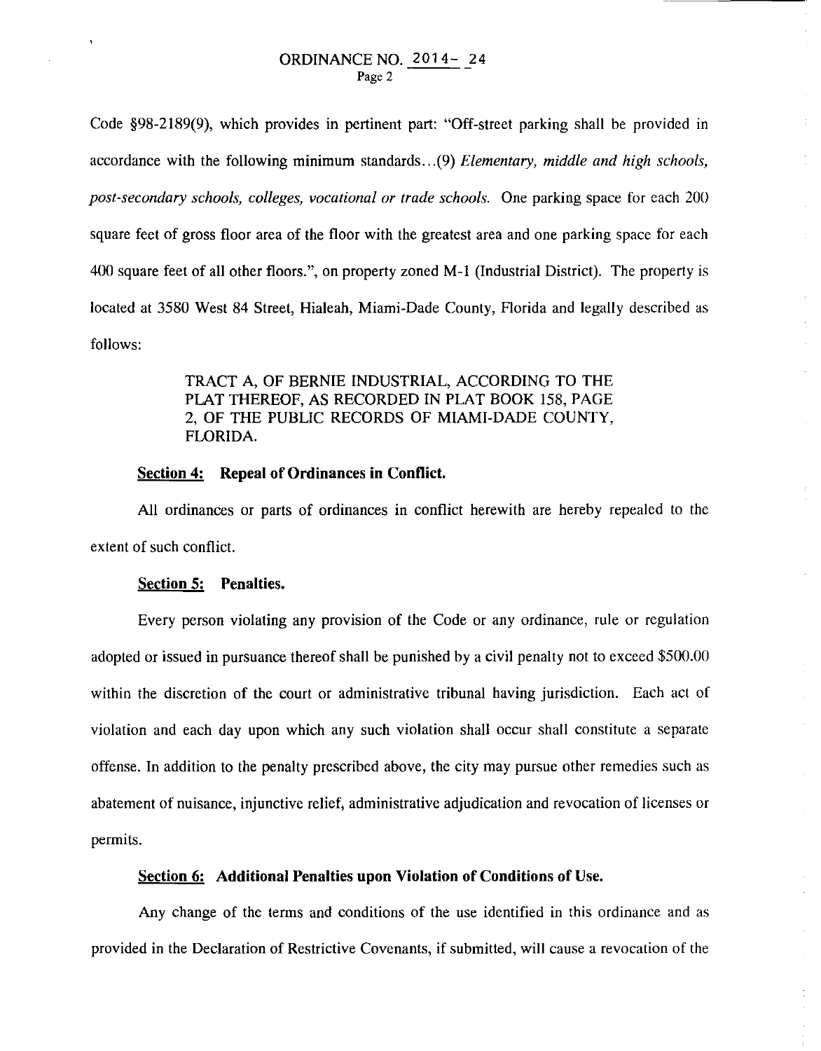Code §98-2189(9), which provides in pertinent part: "Off-street parking shall be provided in accordance with the following minimum standards...(9) *Elementary, middle and high schools, post-secondary schools, colleges, vocational or trade schools.* One parking space for each 200 square feet of gross floor area of the floor with the greatest area and one parking space for each 400 square feet of all other floors.", on property zoned M-1 (Industrial District). The property is located at 3580 West 84 Street, Hialeah, Miami-Dade County, Florida and legally described as follows:

> TRACT A, OF BERNIE INDUSTRIAL, ACCORDING TO THE PLAT THEREOF, AS RECORDED IN PLAT BOOK 158, PAGE 2, OF THE PUBLIC RECORDS OF MIAMI-DADE COUNTY, FLORIDA.

**Section 4: Repeal of Ordinances in Conflict.**

All ordinances or parts of ordinances in conflict herewith are hereby repealed to the extent of such conflict.

**Section 5: Penalties.**

Every person violating any provision of the Code or any ordinance, rule or regulation adopted or issued in pursuance thereof shall be punished by a civil penalty not to exceed $500.00 within the discretion of the court or administrative tribunal having jurisdiction. Each act of violation and each day upon which any such violation shall occur shall constitute a separate offense. In addition to the penalty prescribed above, the city may pursue other remedies such as abatement of nuisance, injunctive relief, administrative adjudication and revocation of licenses or permits.

**Section 6: Additional Penalties upon Violation of Conditions of Use.**

Any change of the terms and conditions of the use identified in this ordinance and as provided in the Declaration of Restrictive Covenants, if submitted, will cause a revocation of the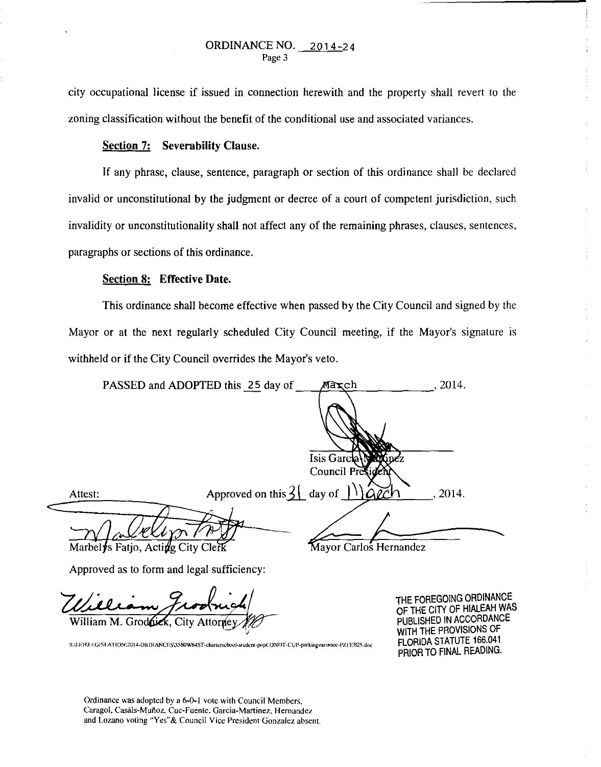city occupational license if issued in connection herewith and the property shall revert to the zoning classification without the benefit of the conditional use and associated variances.

**Section 7: Severability Clause.**

If any phrase, clause, sentence, paragraph or section of this ordinance shall be declared invalid or unconstitutional by the judgment or decree of a court of competent jurisdiction, such invalidity or unconstitutionality shall not affect any of the remaining phrases, clauses, sentences, paragraphs or sections of this ordinance.

**Section 8: Effective Date.**

This ordinance shall become effective when passed by the City Council and signed by the Mayor or at the next regularly scheduled City Council meeting, if the Mayor's signature is withheld or if the City Council overrides the Mayor's veto.

PASSED and ADOPTED this 25 day of March, 2014.

Isis Garcia-Martinez
Council President

Attest: Approved on this 31 day of March, 2014.

Marbelys Fatjo, Acting City Clerk

Mayor Carlos Hernandez

Approved as to form and legal sufficiency:

William M. Grodnick, City Attorney

S:\LEH\LEGISLATION\2014-ORDINANCES\3580W84ST-charterschool-student-popCONDT-CUP-parkingvariance-PZFEB25.doc

THE FOREGOING ORDINANCE OF THE CITY OF HIALEAH WAS PUBLISHED IN ACCORDANCE WITH THE PROVISIONS OF FLORIDA STATUTE 166.041 PRIOR TO FINAL READING.

Ordinance was adopted by a 6-0-1 vote with Council Members, Caragol, Casáls-Muñoz, Cue-Fuente, Garcia-Martinez, Hernandez and Lozano voting "Yes" & Council Vice President Gonzalez absent.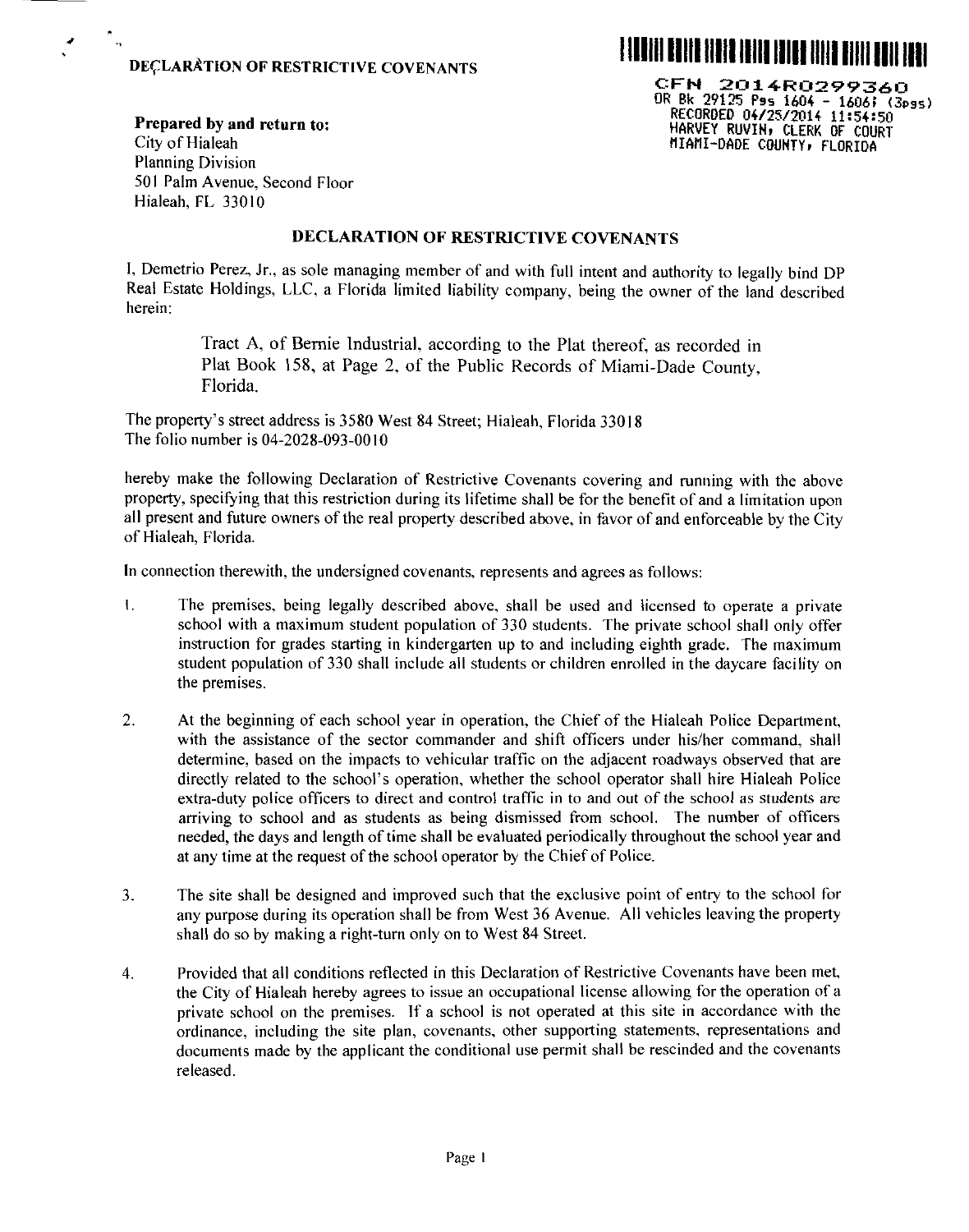DECLARATION OF RESTRICTIVE COVENANTS

CFN 2014R0299360
OR Bk 29125 Pgs 1604 - 1606; (3pgs)
RECORDED 04/25/2014 11:54:50
HARVEY RUVIN, CLERK OF COURT
MIAMI-DADE COUNTY, FLORIDA

**Prepared by and return to:**
City of Hialeah
Planning Division
501 Palm Avenue, Second Floor
Hialeah, FL 33010

## DECLARATION OF RESTRICTIVE COVENANTS

I, Demetrio Perez, Jr., as sole managing member of and with full intent and authority to legally bind DP Real Estate Holdings, LLC, a Florida limited liability company, being the owner of the land described herein:

> Tract A, of Bernie Industrial, according to the Plat thereof, as recorded in Plat Book 158, at Page 2, of the Public Records of Miami-Dade County, Florida.

The property's street address is 3580 West 84 Street; Hialeah, Florida 33018
The folio number is 04-2028-093-0010

hereby make the following Declaration of Restrictive Covenants covering and running with the above property, specifying that this restriction during its lifetime shall be for the benefit of and a limitation upon all present and future owners of the real property described above, in favor of and enforceable by the City of Hialeah, Florida.

In connection therewith, the undersigned covenants, represents and agrees as follows:

1. The premises, being legally described above, shall be used and licensed to operate a private school with a maximum student population of 330 students. The private school shall only offer instruction for grades starting in kindergarten up to and including eighth grade. The maximum student population of 330 shall include all students or children enrolled in the daycare facility on the premises.

2. At the beginning of each school year in operation, the Chief of the Hialeah Police Department, with the assistance of the sector commander and shift officers under his/her command, shall determine, based on the impacts to vehicular traffic on the adjacent roadways observed that are directly related to the school's operation, whether the school operator shall hire Hialeah Police extra-duty police officers to direct and control traffic in to and out of the school as students are arriving to school and as students as being dismissed from school. The number of officers needed, the days and length of time shall be evaluated periodically throughout the school year and at any time at the request of the school operator by the Chief of Police.

3. The site shall be designed and improved such that the exclusive point of entry to the school for any purpose during its operation shall be from West 36 Avenue. All vehicles leaving the property shall do so by making a right-turn only on to West 84 Street.

4. Provided that all conditions reflected in this Declaration of Restrictive Covenants have been met, the City of Hialeah hereby agrees to issue an occupational license allowing for the operation of a private school on the premises. If a school is not operated at this site in accordance with the ordinance, including the site plan, covenants, other supporting statements, representations and documents made by the applicant the conditional use permit shall be rescinded and the covenants released.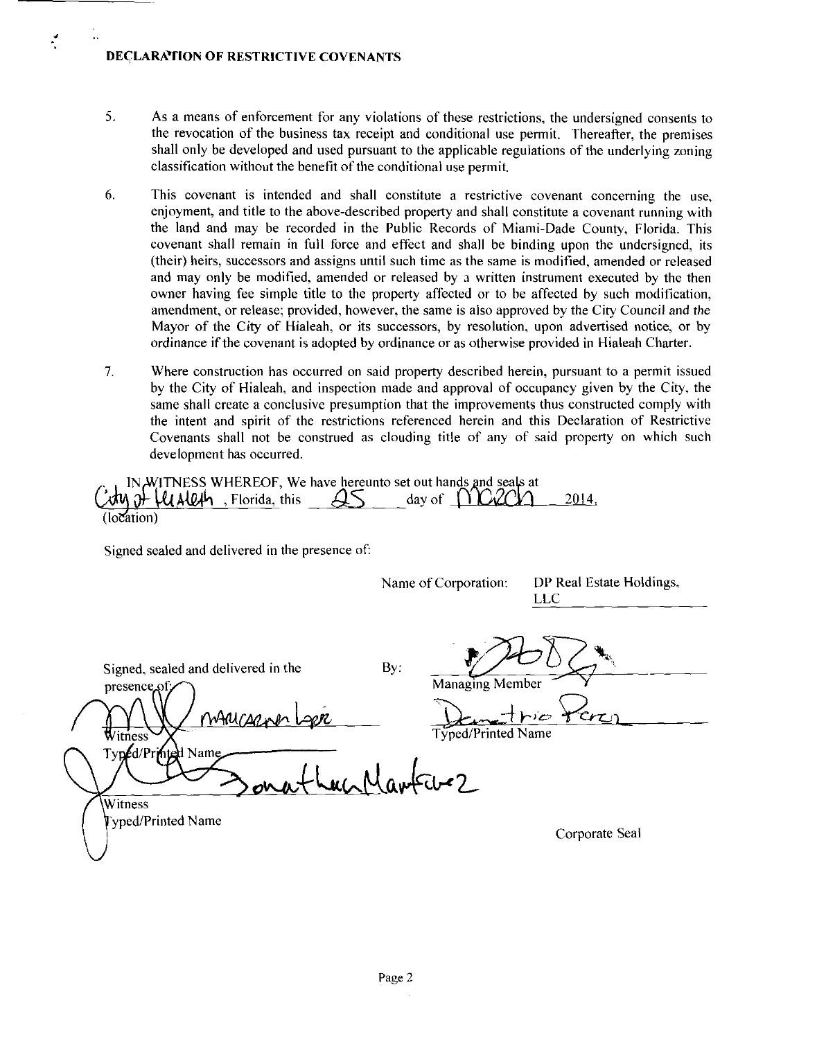# DECLARATION OF RESTRICTIVE COVENANTS

5. As a means of enforcement for any violations of these restrictions, the undersigned consents to the revocation of the business tax receipt and conditional use permit. Thereafter, the premises shall only be developed and used pursuant to the applicable regulations of the underlying zoning classification without the benefit of the conditional use permit.

6. This covenant is intended and shall constitute a restrictive covenant concerning the use, enjoyment, and title to the above-described property and shall constitute a covenant running with the land and may be recorded in the Public Records of Miami-Dade County, Florida. This covenant shall remain in full force and effect and shall be binding upon the undersigned, its (their) heirs, successors and assigns until such time as the same is modified, amended or released and may only be modified, amended or released by a written instrument executed by the then owner having fee simple title to the property affected or to be affected by such modification, amendment, or release; provided, however, the same is also approved by the City Council and the Mayor of the City of Hialeah, or its successors, by resolution, upon advertised notice, or by ordinance if the covenant is adopted by ordinance or as otherwise provided in Hialeah Charter.

7. Where construction has occurred on said property described herein, pursuant to a permit issued by the City of Hialeah, and inspection made and approval of occupancy given by the City, the same shall create a conclusive presumption that the improvements thus constructed comply with the intent and spirit of the restrictions referenced herein and this Declaration of Restrictive Covenants shall not be construed as clouding title of any of said property on which such development has occurred.

IN WITNESS WHEREOF, We have hereunto set out hands and seals at City of Hialeah, Florida, this 25 day of March 2014.
(location)

Signed sealed and delivered in the presence of:

Name of Corporation: DP Real Estate Holdings, LLC

Signed, sealed and delivered in the presence of:

Witness
Typed/Printed Name: Maureen Lopez

Witness
Typed/Printed Name: Jonathan Martinez

By: _______________
Managing Member

Demetrio Perez
Typed/Printed Name

Corporate Seal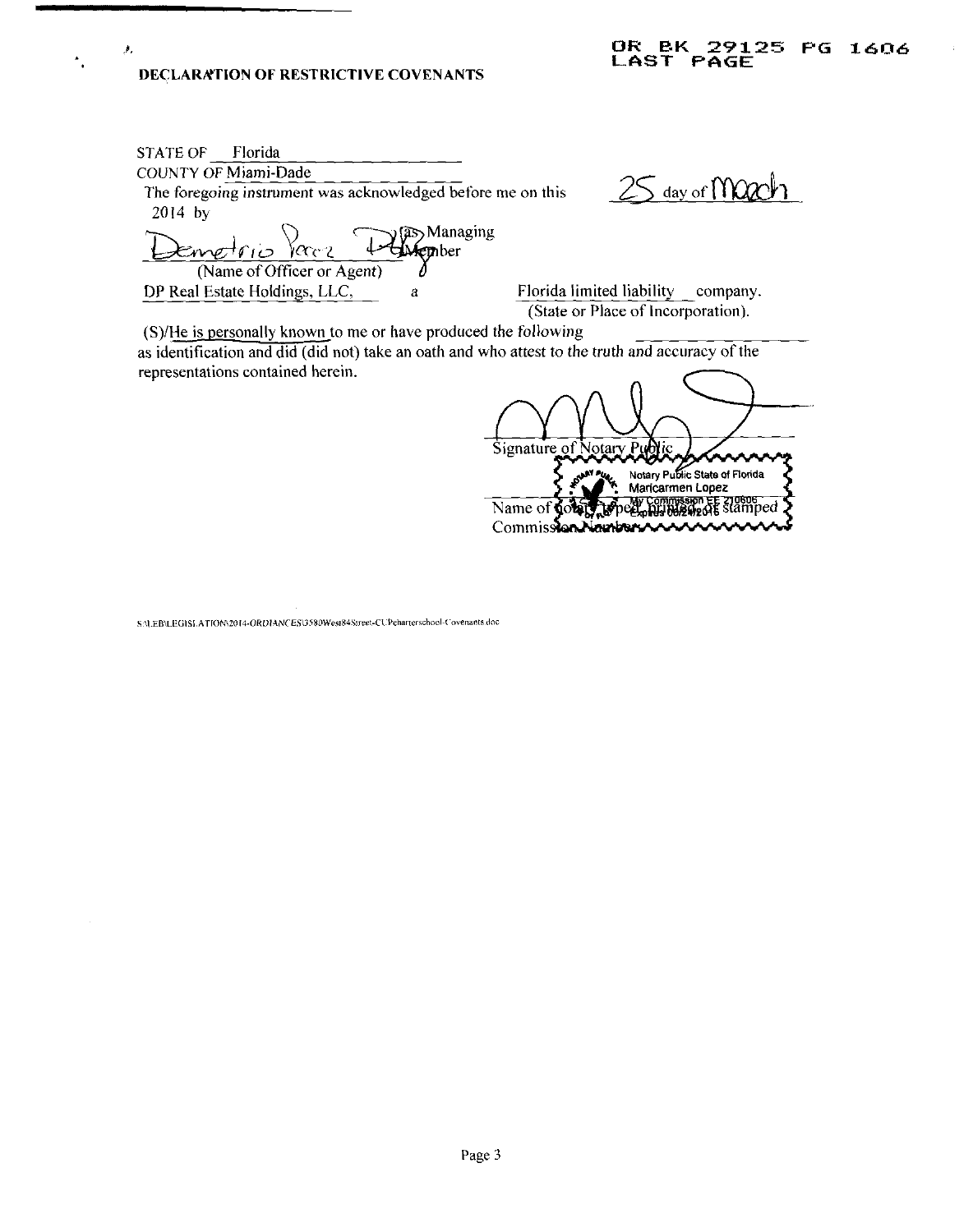OR BK 29125 PG 1606
LAST PAGE

**DECLARATION OF RESTRICTIVE COVENANTS**

STATE OF Florida
COUNTY OF Miami-Dade
The foregoing instrument was acknowledged before me on this 25 day of March 2014 by

Demetrio Perez (as) Managing Member
(Name of Officer or Agent)

DP Real Estate Holdings, LLC, a Florida limited liability company.
(State or Place of Incorporation).

(S)/He is personally known to me or have produced the following ______________ as identification and did (did not) take an oath and who attest to the truth and accuracy of the representations contained herein.

Signature of Notary Public

Notary Public State of Florida
Maricarmen Lopez
My Commission EE 210606
Expires 06/24/2016

Name of notary typed, printed or stamped
Commission Number

S:\LEB\LEGISLATION\2014-ORDIANCES\3580West84Street-CUPcharterschool-Covenants.doc